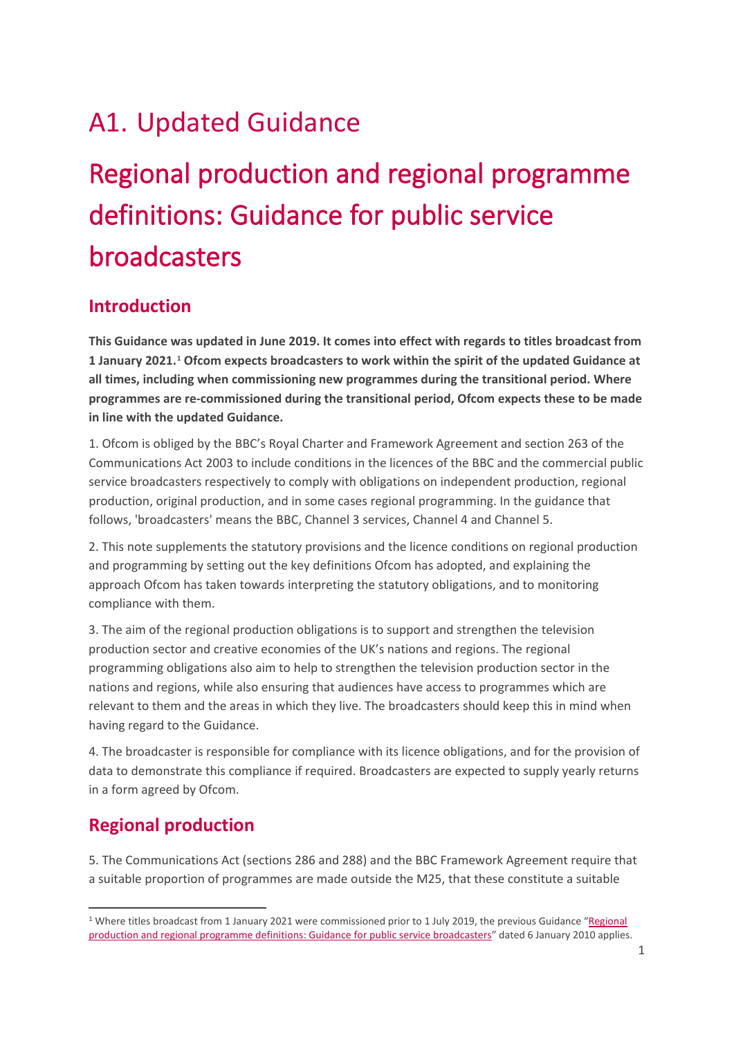# A1. Updated Guidance

# Regional production and regional programme definitions: Guidance for public service broadcasters

## Introduction

**This Guidance was updated in June 2019. It comes into effect with regards to titles broadcast from 1 January 2021.[1] Ofcom expects broadcasters to work within the spirit of the updated Guidance at all times, including when commissioning new programmes during the transitional period. Where programmes are re-commissioned during the transitional period, Ofcom expects these to be made in line with the updated Guidance.**

1. Ofcom is obliged by the BBC's Royal Charter and Framework Agreement and section 263 of the Communications Act 2003 to include conditions in the licences of the BBC and the commercial public service broadcasters respectively to comply with obligations on independent production, regional production, original production, and in some cases regional programming. In the guidance that follows, 'broadcasters' means the BBC, Channel 3 services, Channel 4 and Channel 5.

2. This note supplements the statutory provisions and the licence conditions on regional production and programming by setting out the key definitions Ofcom has adopted, and explaining the approach Ofcom has taken towards interpreting the statutory obligations, and to monitoring compliance with them.

3. The aim of the regional production obligations is to support and strengthen the television production sector and creative economies of the UK's nations and regions. The regional programming obligations also aim to help to strengthen the television production sector in the nations and regions, while also ensuring that audiences have access to programmes which are relevant to them and the areas in which they live. The broadcasters should keep this in mind when having regard to the Guidance.

4. The broadcaster is responsible for compliance with its licence obligations, and for the provision of data to demonstrate this compliance if required. Broadcasters are expected to supply yearly returns in a form agreed by Ofcom.

## Regional production

5. The Communications Act (sections 286 and 288) and the BBC Framework Agreement require that a suitable proportion of programmes are made outside the M25, that these constitute a suitable

---

[1] Where titles broadcast from 1 January 2021 were commissioned prior to 1 July 2019, the previous Guidance "Regional production and regional programme definitions: Guidance for public service broadcasters" dated 6 January 2010 applies.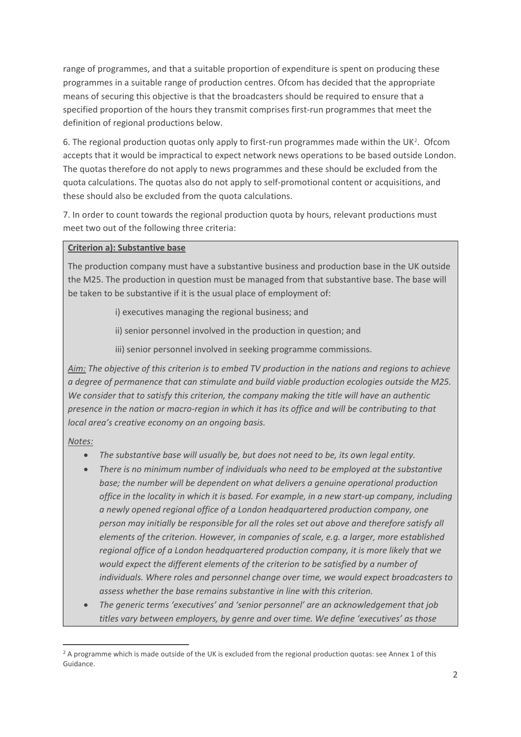range of programmes, and that a suitable proportion of expenditure is spent on producing these programmes in a suitable range of production centres. Ofcom has decided that the appropriate means of securing this objective is that the broadcasters should be required to ensure that a specified proportion of the hours they transmit comprises first-run programmes that meet the definition of regional productions below.

6. The regional production quotas only apply to first-run programmes made within the UK[2]. Ofcom accepts that it would be impractical to expect network news operations to be based outside London. The quotas therefore do not apply to news programmes and these should be excluded from the quota calculations. The quotas also do not apply to self-promotional content or acquisitions, and these should also be excluded from the quota calculations.

7. In order to count towards the regional production quota by hours, relevant productions must meet two out of the following three criteria:

**<u>Criterion a): Substantive base</u>**

The production company must have a substantive business and production base in the UK outside the M25. The production in question must be managed from that substantive base. The base will be taken to be substantive if it is the usual place of employment of:

i) executives managing the regional business; and

ii) senior personnel involved in the production in question; and

iii) senior personnel involved in seeking programme commissions.

*<u>Aim:</u> The objective of this criterion is to embed TV production in the nations and regions to achieve a degree of permanence that can stimulate and build viable production ecologies outside the M25. We consider that to satisfy this criterion, the company making the title will have an authentic presence in the nation or macro-region in which it has its office and will be contributing to that local area's creative economy on an ongoing basis.*

*<u>Notes:</u>*

- *The substantive base will usually be, but does not need to be, its own legal entity.*
- *There is no minimum number of individuals who need to be employed at the substantive base; the number will be dependent on what delivers a genuine operational production office in the locality in which it is based. For example, in a new start-up company, including a newly opened regional office of a London headquartered production company, one person may initially be responsible for all the roles set out above and therefore satisfy all elements of the criterion. However, in companies of scale, e.g. a larger, more established regional office of a London headquartered production company, it is more likely that we would expect the different elements of the criterion to be satisfied by a number of individuals. Where roles and personnel change over time, we would expect broadcasters to assess whether the base remains substantive in line with this criterion.*
- *The generic terms 'executives' and 'senior personnel' are an acknowledgement that job titles vary between employers, by genre and over time. We define 'executives' as those*

[2] A programme which is made outside of the UK is excluded from the regional production quotas: see Annex 1 of this Guidance.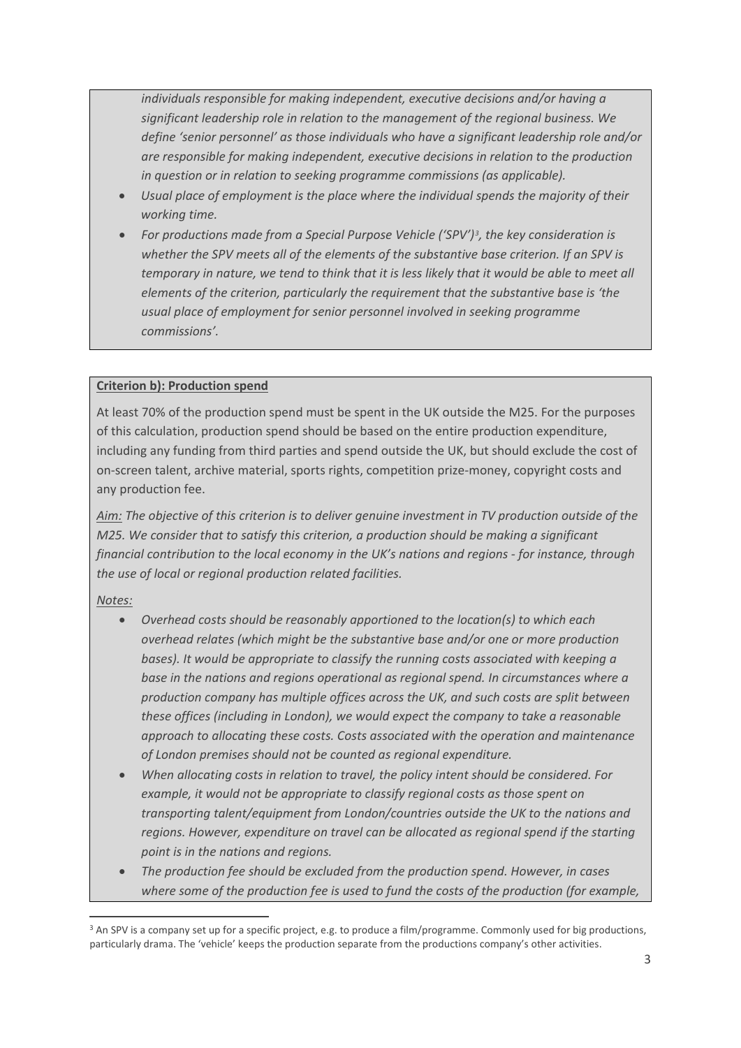*individuals responsible for making independent, executive decisions and/or having a significant leadership role in relation to the management of the regional business. We define 'senior personnel' as those individuals who have a significant leadership role and/or are responsible for making independent, executive decisions in relation to the production in question or in relation to seeking programme commissions (as applicable).*

- *Usual place of employment is the place where the individual spends the majority of their working time.*
- *For productions made from a Special Purpose Vehicle ('SPV')[3], the key consideration is whether the SPV meets all of the elements of the substantive base criterion. If an SPV is temporary in nature, we tend to think that it is less likely that it would be able to meet all elements of the criterion, particularly the requirement that the substantive base is 'the usual place of employment for senior personnel involved in seeking programme commissions'.*

**Criterion b): Production spend**

At least 70% of the production spend must be spent in the UK outside the M25. For the purposes of this calculation, production spend should be based on the entire production expenditure, including any funding from third parties and spend outside the UK, but should exclude the cost of on-screen talent, archive material, sports rights, competition prize-money, copyright costs and any production fee.

*Aim: The objective of this criterion is to deliver genuine investment in TV production outside of the M25. We consider that to satisfy this criterion, a production should be making a significant financial contribution to the local economy in the UK's nations and regions - for instance, through the use of local or regional production related facilities.*

*Notes:*

- *Overhead costs should be reasonably apportioned to the location(s) to which each overhead relates (which might be the substantive base and/or one or more production bases). It would be appropriate to classify the running costs associated with keeping a base in the nations and regions operational as regional spend. In circumstances where a production company has multiple offices across the UK, and such costs are split between these offices (including in London), we would expect the company to take a reasonable approach to allocating these costs. Costs associated with the operation and maintenance of London premises should not be counted as regional expenditure.*
- *When allocating costs in relation to travel, the policy intent should be considered. For example, it would not be appropriate to classify regional costs as those spent on transporting talent/equipment from London/countries outside the UK to the nations and regions. However, expenditure on travel can be allocated as regional spend if the starting point is in the nations and regions.*
- *The production fee should be excluded from the production spend. However, in cases where some of the production fee is used to fund the costs of the production (for example,*

[3] An SPV is a company set up for a specific project, e.g. to produce a film/programme. Commonly used for big productions, particularly drama. The 'vehicle' keeps the production separate from the productions company's other activities.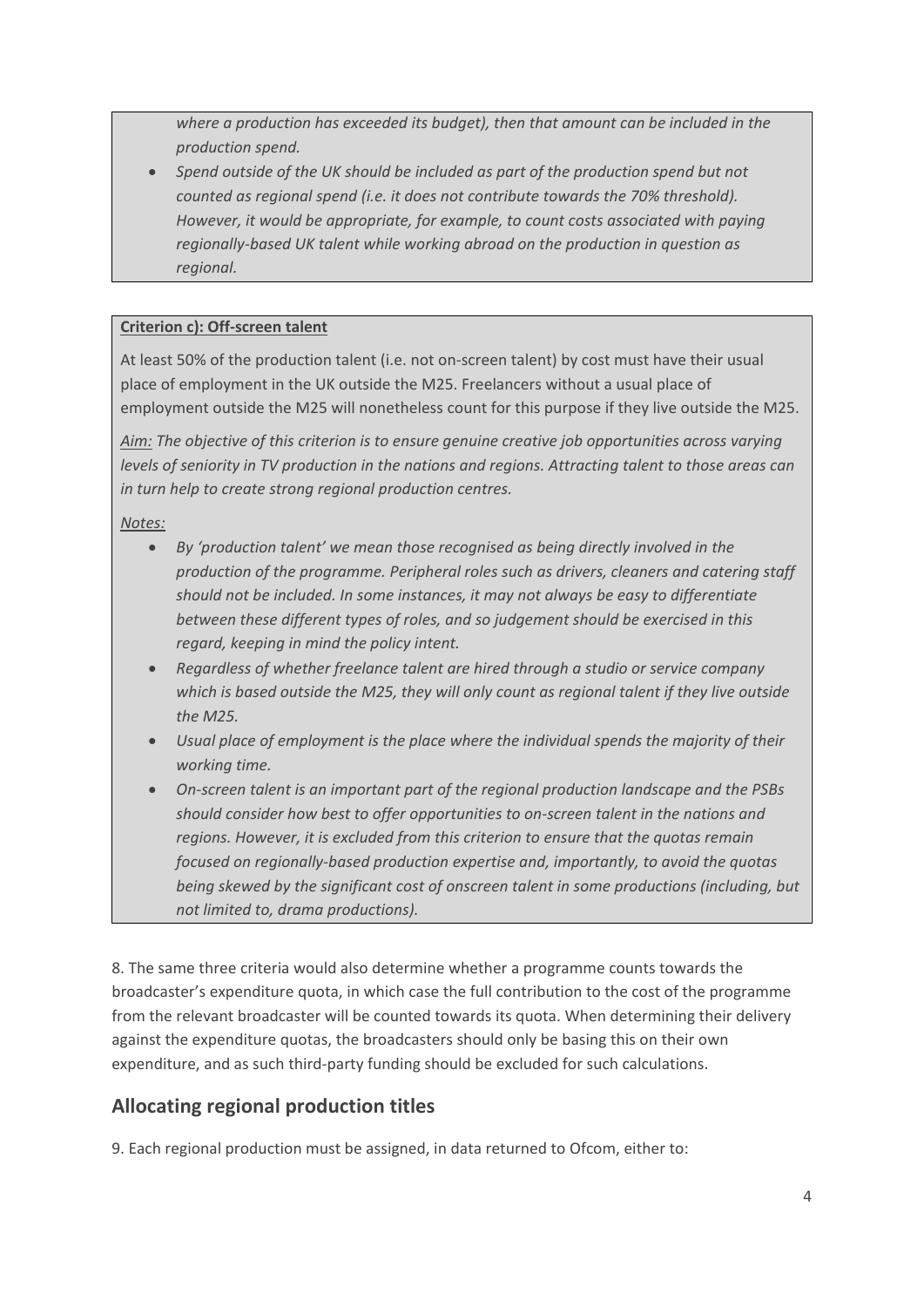*where a production has exceeded its budget), then that amount can be included in the production spend.*

- *Spend outside of the UK should be included as part of the production spend but not counted as regional spend (i.e. it does not contribute towards the 70% threshold). However, it would be appropriate, for example, to count costs associated with paying regionally-based UK talent while working abroad on the production in question as regional.*

**Criterion c): Off-screen talent**

At least 50% of the production talent (i.e. not on-screen talent) by cost must have their usual place of employment in the UK outside the M25. Freelancers without a usual place of employment outside the M25 will nonetheless count for this purpose if they live outside the M25.

*Aim: The objective of this criterion is to ensure genuine creative job opportunities across varying levels of seniority in TV production in the nations and regions. Attracting talent to those areas can in turn help to create strong regional production centres.*

*Notes:*

- *By 'production talent' we mean those recognised as being directly involved in the production of the programme. Peripheral roles such as drivers, cleaners and catering staff should not be included. In some instances, it may not always be easy to differentiate between these different types of roles, and so judgement should be exercised in this regard, keeping in mind the policy intent.*
- *Regardless of whether freelance talent are hired through a studio or service company which is based outside the M25, they will only count as regional talent if they live outside the M25.*
- *Usual place of employment is the place where the individual spends the majority of their working time.*
- *On-screen talent is an important part of the regional production landscape and the PSBs should consider how best to offer opportunities to on-screen talent in the nations and regions. However, it is excluded from this criterion to ensure that the quotas remain focused on regionally-based production expertise and, importantly, to avoid the quotas being skewed by the significant cost of onscreen talent in some productions (including, but not limited to, drama productions).*

8. The same three criteria would also determine whether a programme counts towards the broadcaster's expenditure quota, in which case the full contribution to the cost of the programme from the relevant broadcaster will be counted towards its quota. When determining their delivery against the expenditure quotas, the broadcasters should only be basing this on their own expenditure, and as such third-party funding should be excluded for such calculations.

## Allocating regional production titles

9. Each regional production must be assigned, in data returned to Ofcom, either to: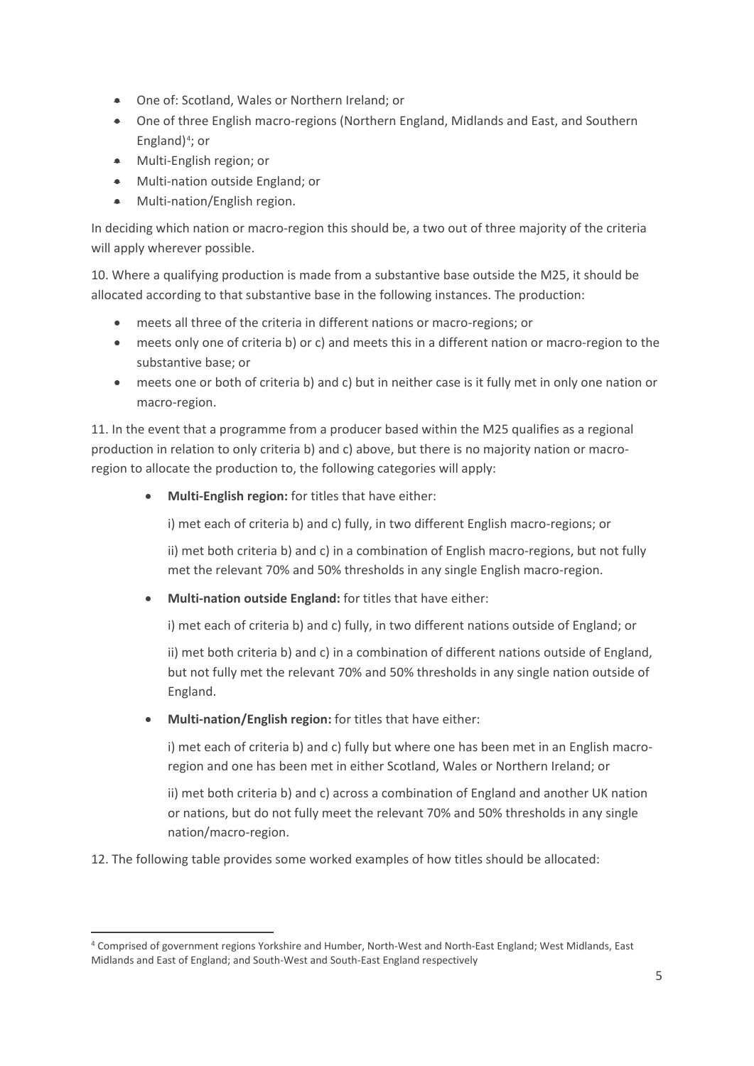- One of: Scotland, Wales or Northern Ireland; or
- One of three English macro-regions (Northern England, Midlands and East, and Southern England)[4]; or
- Multi-English region; or
- Multi-nation outside England; or
- Multi-nation/English region.

In deciding which nation or macro-region this should be, a two out of three majority of the criteria will apply wherever possible.

10. Where a qualifying production is made from a substantive base outside the M25, it should be allocated according to that substantive base in the following instances. The production:

- meets all three of the criteria in different nations or macro-regions; or
- meets only one of criteria b) or c) and meets this in a different nation or macro-region to the substantive base; or
- meets one or both of criteria b) and c) but in neither case is it fully met in only one nation or macro-region.

11. In the event that a programme from a producer based within the M25 qualifies as a regional production in relation to only criteria b) and c) above, but there is no majority nation or macro-region to allocate the production to, the following categories will apply:

- **Multi-English region:** for titles that have either:

  i) met each of criteria b) and c) fully, in two different English macro-regions; or

  ii) met both criteria b) and c) in a combination of English macro-regions, but not fully met the relevant 70% and 50% thresholds in any single English macro-region.

- **Multi-nation outside England:** for titles that have either:

  i) met each of criteria b) and c) fully, in two different nations outside of England; or

  ii) met both criteria b) and c) in a combination of different nations outside of England, but not fully met the relevant 70% and 50% thresholds in any single nation outside of England.

- **Multi-nation/English region:** for titles that have either:

  i) met each of criteria b) and c) fully but where one has been met in an English macro-region and one has been met in either Scotland, Wales or Northern Ireland; or

  ii) met both criteria b) and c) across a combination of England and another UK nation or nations, but do not fully meet the relevant 70% and 50% thresholds in any single nation/macro-region.

12. The following table provides some worked examples of how titles should be allocated:

[4] Comprised of government regions Yorkshire and Humber, North-West and North-East England; West Midlands, East Midlands and East of England; and South-West and South-East England respectively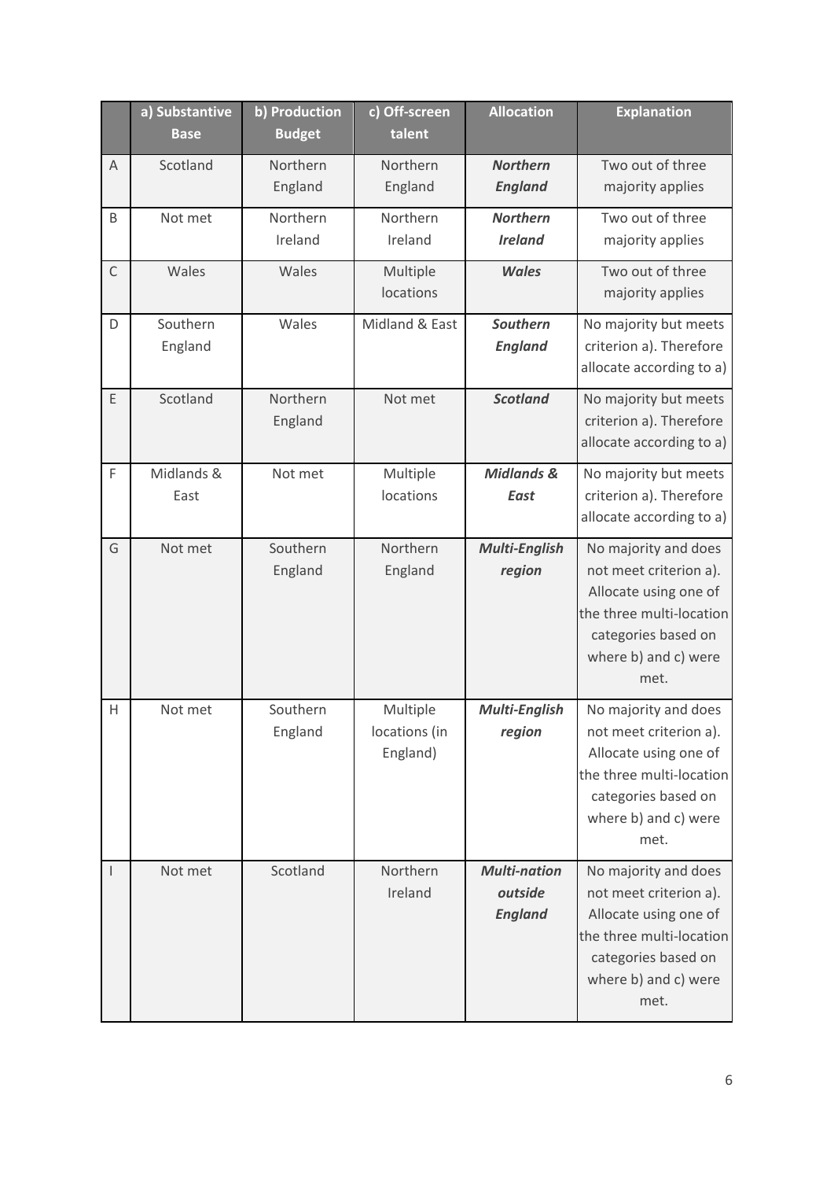| | a) Substantive Base | b) Production Budget | c) Off-screen talent | Allocation | Explanation |
|---|---|---|---|---|---|
| A | Scotland | Northern England | Northern England | ***Northern England*** | Two out of three majority applies |
| B | Not met | Northern Ireland | Northern Ireland | ***Northern Ireland*** | Two out of three majority applies |
| C | Wales | Wales | Multiple locations | ***Wales*** | Two out of three majority applies |
| D | Southern England | Wales | Midland & East | ***Southern England*** | No majority but meets criterion a). Therefore allocate according to a) |
| E | Scotland | Northern England | Not met | ***Scotland*** | No majority but meets criterion a). Therefore allocate according to a) |
| F | Midlands & East | Not met | Multiple locations | ***Midlands & East*** | No majority but meets criterion a). Therefore allocate according to a) |
| G | Not met | Southern England | Northern England | ***Multi-English region*** | No majority and does not meet criterion a). Allocate using one of the three multi-location categories based on where b) and c) were met. |
| H | Not met | Southern England | Multiple locations (in England) | ***Multi-English region*** | No majority and does not meet criterion a). Allocate using one of the three multi-location categories based on where b) and c) were met. |
| I | Not met | Scotland | Northern Ireland | ***Multi-nation outside England*** | No majority and does not meet criterion a). Allocate using one of the three multi-location categories based on where b) and c) were met. |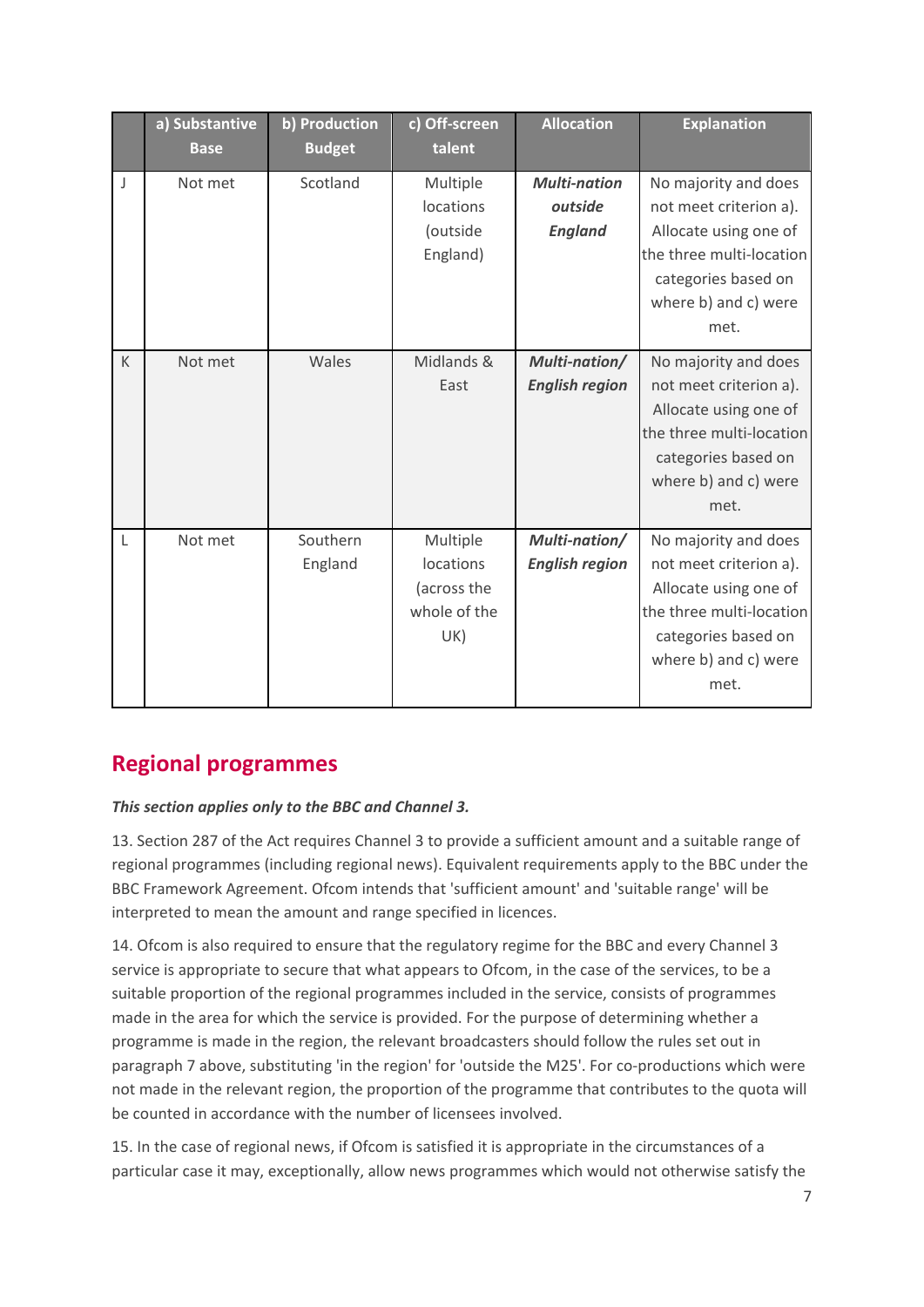| | a) Substantive Base | b) Production Budget | c) Off-screen talent | Allocation | Explanation |
|---|---|---|---|---|---|
| J | Not met | Scotland | Multiple locations (outside England) | ***Multi-nation outside England*** | No majority and does not meet criterion a). Allocate using one of the three multi-location categories based on where b) and c) were met. |
| K | Not met | Wales | Midlands & East | ***Multi-nation/ English region*** | No majority and does not meet criterion a). Allocate using one of the three multi-location categories based on where b) and c) were met. |
| L | Not met | Southern England | Multiple locations (across the whole of the UK) | ***Multi-nation/ English region*** | No majority and does not meet criterion a). Allocate using one of the three multi-location categories based on where b) and c) were met. |

## Regional programmes

***This section applies only to the BBC and Channel 3.***

13. Section 287 of the Act requires Channel 3 to provide a sufficient amount and a suitable range of regional programmes (including regional news). Equivalent requirements apply to the BBC under the BBC Framework Agreement. Ofcom intends that 'sufficient amount' and 'suitable range' will be interpreted to mean the amount and range specified in licences.

14. Ofcom is also required to ensure that the regulatory regime for the BBC and every Channel 3 service is appropriate to secure that what appears to Ofcom, in the case of the services, to be a suitable proportion of the regional programmes included in the service, consists of programmes made in the area for which the service is provided. For the purpose of determining whether a programme is made in the region, the relevant broadcasters should follow the rules set out in paragraph 7 above, substituting 'in the region' for 'outside the M25'. For co-productions which were not made in the relevant region, the proportion of the programme that contributes to the quota will be counted in accordance with the number of licensees involved.

15. In the case of regional news, if Ofcom is satisfied it is appropriate in the circumstances of a particular case it may, exceptionally, allow news programmes which would not otherwise satisfy the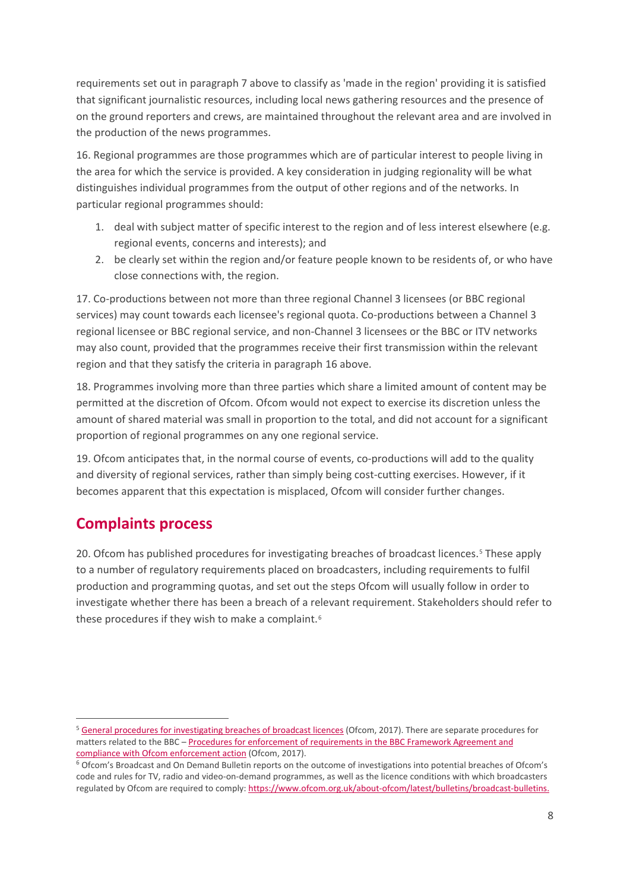requirements set out in paragraph 7 above to classify as 'made in the region' providing it is satisfied that significant journalistic resources, including local news gathering resources and the presence of on the ground reporters and crews, are maintained throughout the relevant area and are involved in the production of the news programmes.

16. Regional programmes are those programmes which are of particular interest to people living in the area for which the service is provided. A key consideration in judging regionality will be what distinguishes individual programmes from the output of other regions and of the networks. In particular regional programmes should:

1. deal with subject matter of specific interest to the region and of less interest elsewhere (e.g. regional events, concerns and interests); and
2. be clearly set within the region and/or feature people known to be residents of, or who have close connections with, the region.

17. Co-productions between not more than three regional Channel 3 licensees (or BBC regional services) may count towards each licensee's regional quota. Co-productions between a Channel 3 regional licensee or BBC regional service, and non-Channel 3 licensees or the BBC or ITV networks may also count, provided that the programmes receive their first transmission within the relevant region and that they satisfy the criteria in paragraph 16 above.

18. Programmes involving more than three parties which share a limited amount of content may be permitted at the discretion of Ofcom. Ofcom would not expect to exercise its discretion unless the amount of shared material was small in proportion to the total, and did not account for a significant proportion of regional programmes on any one regional service.

19. Ofcom anticipates that, in the normal course of events, co-productions will add to the quality and diversity of regional services, rather than simply being cost-cutting exercises. However, if it becomes apparent that this expectation is misplaced, Ofcom will consider further changes.

## Complaints process

20. Ofcom has published procedures for investigating breaches of broadcast licences.[5] These apply to a number of regulatory requirements placed on broadcasters, including requirements to fulfil production and programming quotas, and set out the steps Ofcom will usually follow in order to investigate whether there has been a breach of a relevant requirement. Stakeholders should refer to these procedures if they wish to make a complaint.[6]

---

[5] General procedures for investigating breaches of broadcast licences (Ofcom, 2017). There are separate procedures for matters related to the BBC – Procedures for enforcement of requirements in the BBC Framework Agreement and compliance with Ofcom enforcement action (Ofcom, 2017).

[6] Ofcom's Broadcast and On Demand Bulletin reports on the outcome of investigations into potential breaches of Ofcom's code and rules for TV, radio and video-on-demand programmes, as well as the licence conditions with which broadcasters regulated by Ofcom are required to comply: https://www.ofcom.org.uk/about-ofcom/latest/bulletins/broadcast-bulletins.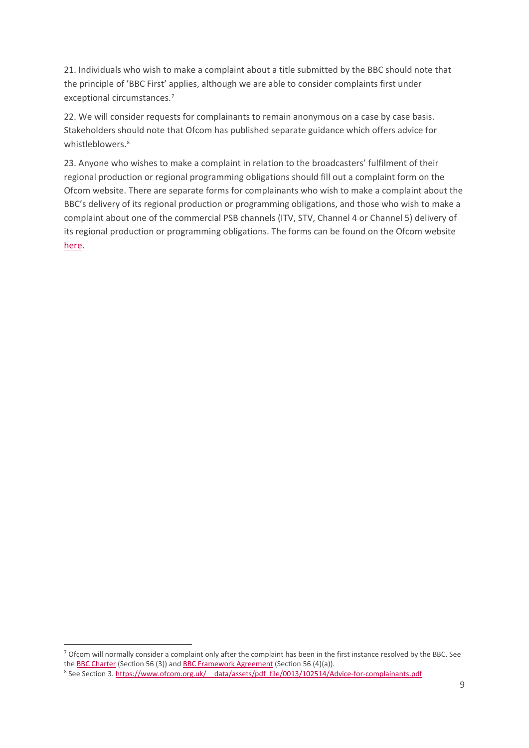21. Individuals who wish to make a complaint about a title submitted by the BBC should note that the principle of 'BBC First' applies, although we are able to consider complaints first under exceptional circumstances.[7]

22. We will consider requests for complainants to remain anonymous on a case by case basis. Stakeholders should note that Ofcom has published separate guidance which offers advice for whistleblowers.[8]

23. Anyone who wishes to make a complaint in relation to the broadcasters' fulfilment of their regional production or regional programming obligations should fill out a complaint form on the Ofcom website. There are separate forms for complainants who wish to make a complaint about the BBC's delivery of its regional production or programming obligations, and those who wish to make a complaint about one of the commercial PSB channels (ITV, STV, Channel 4 or Channel 5) delivery of its regional production or programming obligations. The forms can be found on the Ofcom website here.

---

[7] Ofcom will normally consider a complaint only after the complaint has been in the first instance resolved by the BBC. See the BBC Charter (Section 56 (3)) and BBC Framework Agreement (Section 56 (4)(a)).

[8] See Section 3. https://www.ofcom.org.uk/__data/assets/pdf_file/0013/102514/Advice-for-complainants.pdf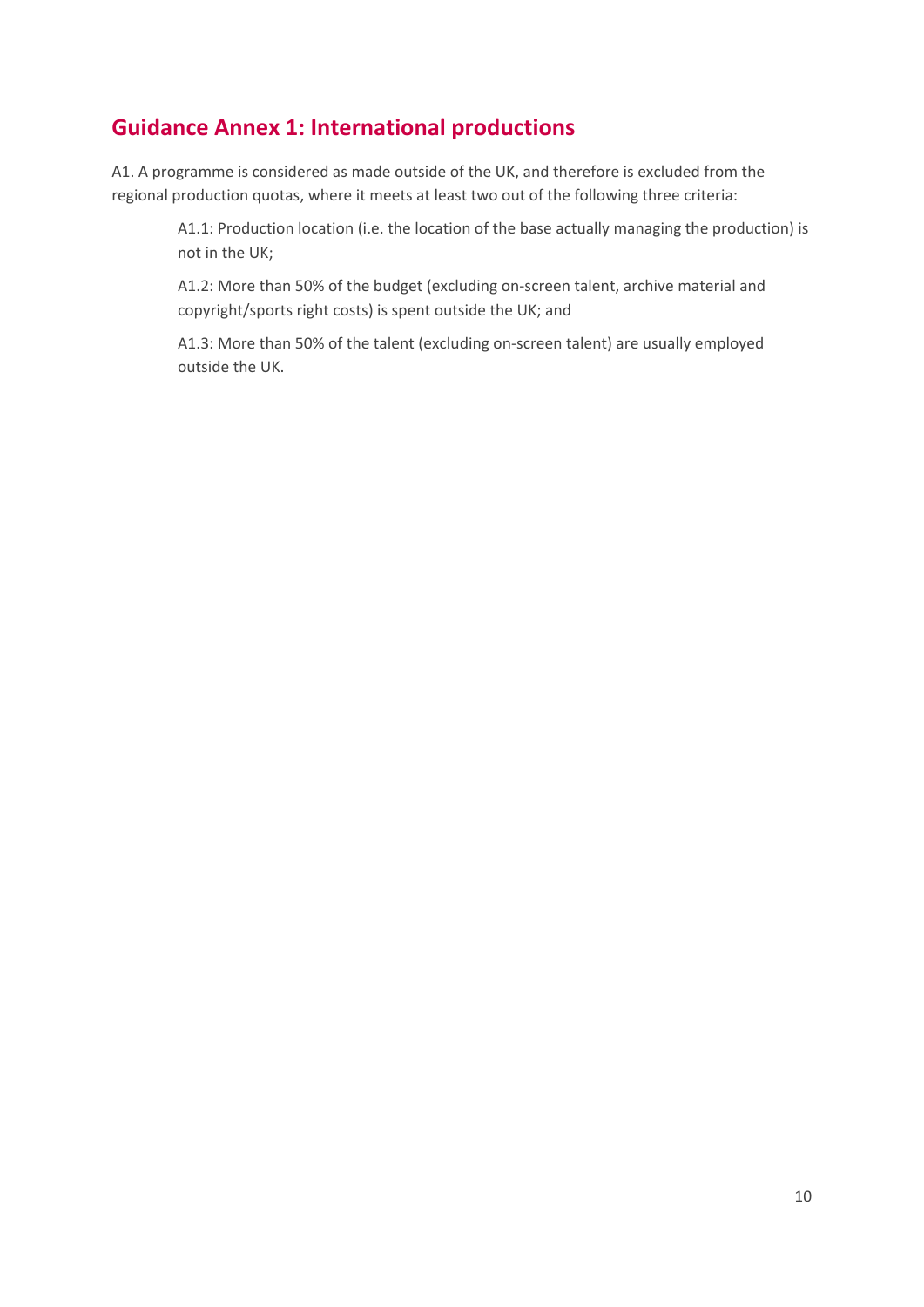## Guidance Annex 1: International productions

A1. A programme is considered as made outside of the UK, and therefore is excluded from the regional production quotas, where it meets at least two out of the following three criteria:

> A1.1: Production location (i.e. the location of the base actually managing the production) is not in the UK;
>
> A1.2: More than 50% of the budget (excluding on-screen talent, archive material and copyright/sports right costs) is spent outside the UK; and
>
> A1.3: More than 50% of the talent (excluding on-screen talent) are usually employed outside the UK.